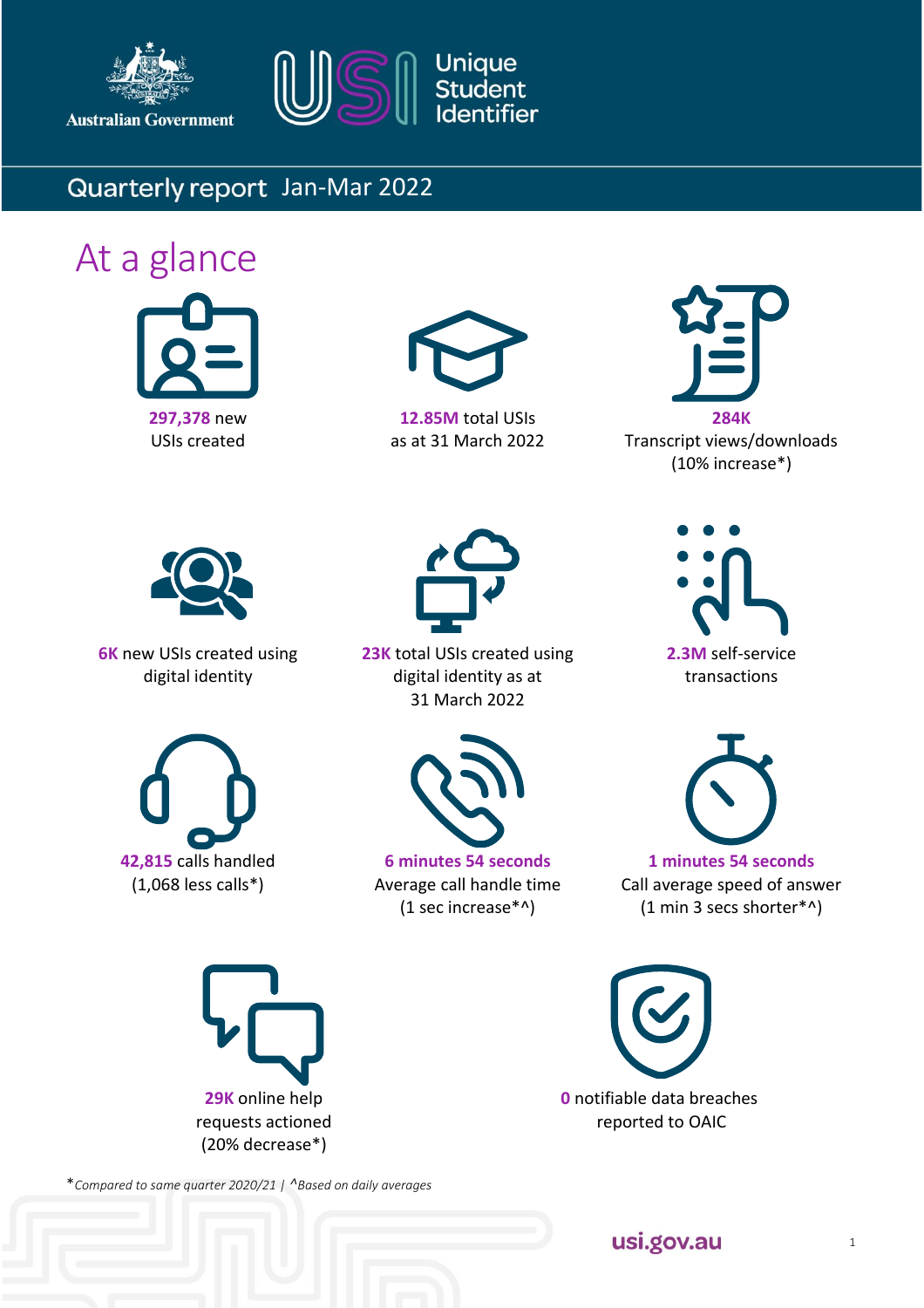Australian Government

Unique Student Identifier

# Quarterly report Jan-Mar 2022

## At a glance

**297,378** new USIs created

**12.85M** total USIs as at 31 March 2022

**284K** Transcript views/downloads (10% increase*)

**6K** new USIs created using digital identity

**23K** total USIs created using digital identity as at 31 March 2022

**2.3M** self-service transactions

**42,815** calls handled (1,068 less calls*)

**6 minutes 54 seconds** Average call handle time (1 sec increase*^)

**1 minutes 54 seconds** Call average speed of answer (1 min 3 secs shorter*^)

**29K** online help requests actioned (20% decrease*)

**0** notifiable data breaches reported to OAIC

**Compared to same quarter 2020/21 | ^Based on daily averages*

usi.gov.au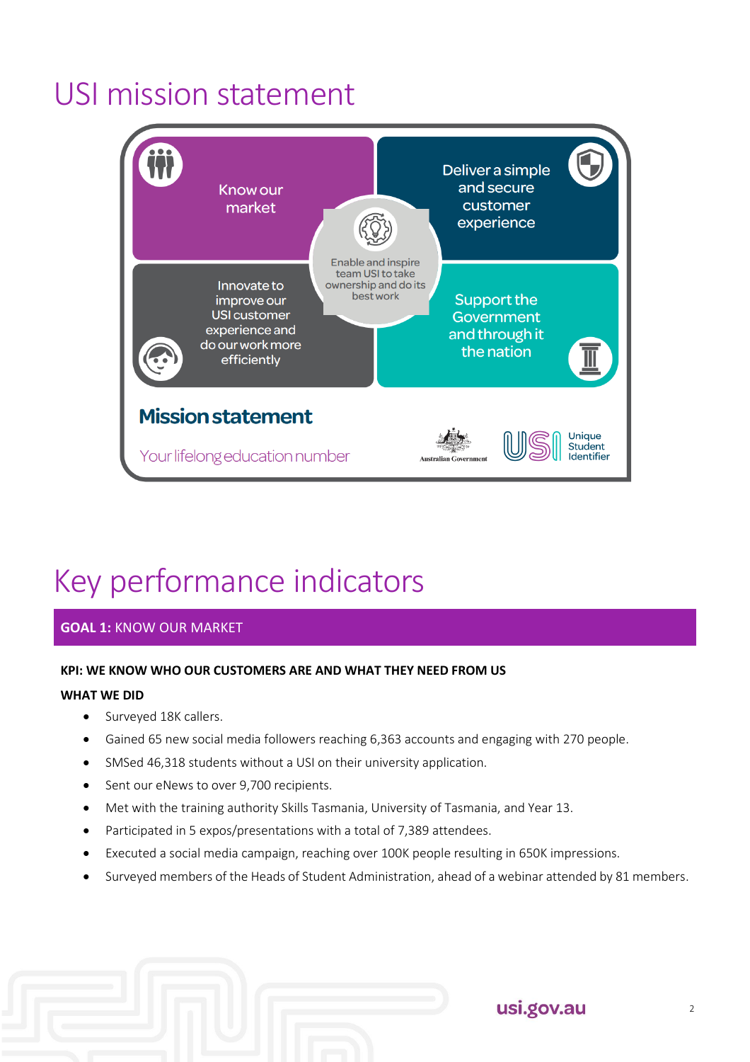# USI mission statement

Know our market

Deliver a simple and secure customer experience

Enable and inspire team USI to take ownership and do its best work

Innovate to improve our USI customer experience and do our work more efficiently

Support the Government and through it the nation

**Mission statement**

Your lifelong education number

Australian Government

USI Unique Student Identifier

# Key performance indicators

## GOAL 1: KNOW OUR MARKET

**KPI: WE KNOW WHO OUR CUSTOMERS ARE AND WHAT THEY NEED FROM US**

**WHAT WE DID**

- Surveyed 18K callers.
- Gained 65 new social media followers reaching 6,363 accounts and engaging with 270 people.
- SMSed 46,318 students without a USI on their university application.
- Sent our eNews to over 9,700 recipients.
- Met with the training authority Skills Tasmania, University of Tasmania, and Year 13.
- Participated in 5 expos/presentations with a total of 7,389 attendees.
- Executed a social media campaign, reaching over 100K people resulting in 650K impressions.
- Surveyed members of the Heads of Student Administration, ahead of a webinar attended by 81 members.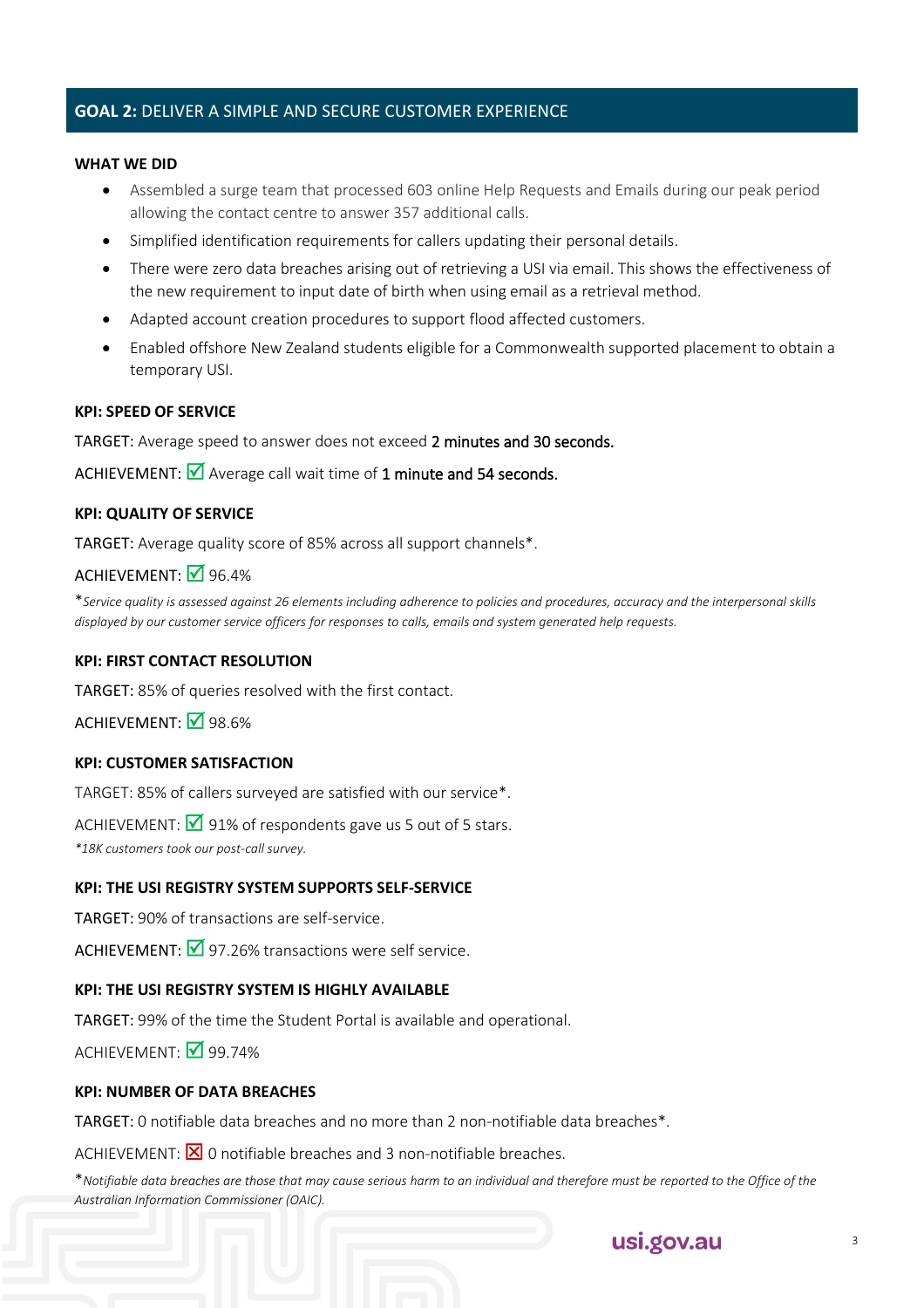## GOAL 2: DELIVER A SIMPLE AND SECURE CUSTOMER EXPERIENCE

**WHAT WE DID**

- Assembled a surge team that processed 603 online Help Requests and Emails during our peak period allowing the contact centre to answer 357 additional calls.
- Simplified identification requirements for callers updating their personal details.
- There were zero data breaches arising out of retrieving a USI via email. This shows the effectiveness of the new requirement to input date of birth when using email as a retrieval method.
- Adapted account creation procedures to support flood affected customers.
- Enabled offshore New Zealand students eligible for a Commonwealth supported placement to obtain a temporary USI.

**KPI: SPEED OF SERVICE**

TARGET: Average speed to answer does not exceed 2 minutes and 30 seconds.

ACHIEVEMENT: ☑ Average call wait time of 1 minute and 54 seconds.

**KPI: QUALITY OF SERVICE**

TARGET: Average quality score of 85% across all support channels*.

ACHIEVEMENT: ☑ 96.4%

**Service quality is assessed against 26 elements including adherence to policies and procedures, accuracy and the interpersonal skills displayed by our customer service officers for responses to calls, emails and system generated help requests.*

**KPI: FIRST CONTACT RESOLUTION**

TARGET: 85% of queries resolved with the first contact.

ACHIEVEMENT: ☑ 98.6%

**KPI: CUSTOMER SATISFACTION**

TARGET: 85% of callers surveyed are satisfied with our service*.

ACHIEVEMENT: ☑ 91% of respondents gave us 5 out of 5 stars.

**18K customers took our post-call survey.*

**KPI: THE USI REGISTRY SYSTEM SUPPORTS SELF-SERVICE**

TARGET: 90% of transactions are self-service.

ACHIEVEMENT: ☑ 97.26% transactions were self service.

**KPI: THE USI REGISTRY SYSTEM IS HIGHLY AVAILABLE**

TARGET: 99% of the time the Student Portal is available and operational.

ACHIEVEMENT: ☑ 99.74%

**KPI: NUMBER OF DATA BREACHES**

TARGET: 0 notifiable data breaches and no more than 2 non-notifiable data breaches*.

ACHIEVEMENT: ☒ 0 notifiable breaches and 3 non-notifiable breaches.

**Notifiable data breaches are those that may cause serious harm to an individual and therefore must be reported to the Office of the Australian Information Commissioner (OAIC).*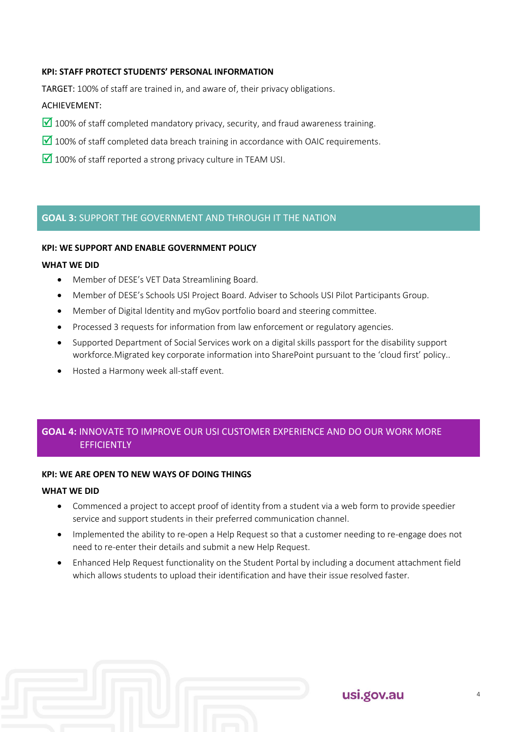**KPI: STAFF PROTECT STUDENTS' PERSONAL INFORMATION**

TARGET: 100% of staff are trained in, and aware of, their privacy obligations.

ACHIEVEMENT:

☑ 100% of staff completed mandatory privacy, security, and fraud awareness training.

☑ 100% of staff completed data breach training in accordance with OAIC requirements.

☑ 100% of staff reported a strong privacy culture in TEAM USI.

## GOAL 3: SUPPORT THE GOVERNMENT AND THROUGH IT THE NATION

**KPI: WE SUPPORT AND ENABLE GOVERNMENT POLICY**

**WHAT WE DID**

- Member of DESE's VET Data Streamlining Board.
- Member of DESE's Schools USI Project Board. Adviser to Schools USI Pilot Participants Group.
- Member of Digital Identity and myGov portfolio board and steering committee.
- Processed 3 requests for information from law enforcement or regulatory agencies.
- Supported Department of Social Services work on a digital skills passport for the disability support workforce.Migrated key corporate information into SharePoint pursuant to the 'cloud first' policy..
- Hosted a Harmony week all-staff event.

## GOAL 4: INNOVATE TO IMPROVE OUR USI CUSTOMER EXPERIENCE AND DO OUR WORK MORE EFFICIENTLY

**KPI: WE ARE OPEN TO NEW WAYS OF DOING THINGS**

**WHAT WE DID**

- Commenced a project to accept proof of identity from a student via a web form to provide speedier service and support students in their preferred communication channel.
- Implemented the ability to re-open a Help Request so that a customer needing to re-engage does not need to re-enter their details and submit a new Help Request.
- Enhanced Help Request functionality on the Student Portal by including a document attachment field which allows students to upload their identification and have their issue resolved faster.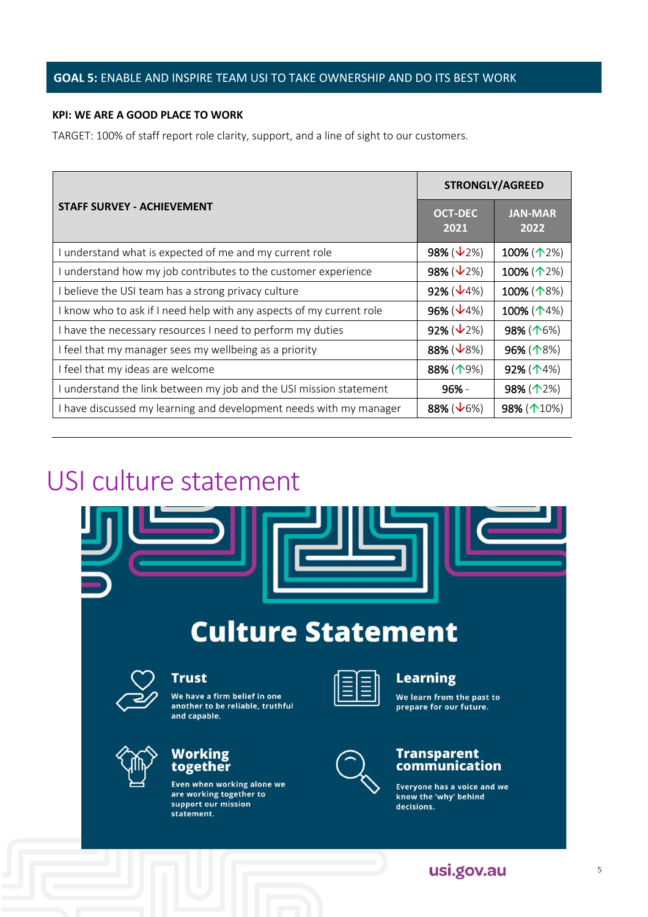## GOAL 5: ENABLE AND INSPIRE TEAM USI TO TAKE OWNERSHIP AND DO ITS BEST WORK

**KPI: WE ARE A GOOD PLACE TO WORK**

TARGET: 100% of staff report role clarity, support, and a line of sight to our customers.

| STAFF SURVEY - ACHIEVEMENT | STRONGLY/AGREED | |
|---|---|---|
| | **OCT-DEC 2021** | **JAN-MAR 2022** |
| I understand what is expected of me and my current role | **98%** (↓2%) | **100%** (↑2%) |
| I understand how my job contributes to the customer experience | **98%** (↓2%) | **100%** (↑2%) |
| I believe the USI team has a strong privacy culture | **92%** (↓4%) | **100%** (↑8%) |
| I know who to ask if I need help with any aspects of my current role | **96%** (↓4%) | **100%** (↑4%) |
| I have the necessary resources I need to perform my duties | **92%** (↓2%) | **98%** (↑6%) |
| I feel that my manager sees my wellbeing as a priority | **88%** (↓8%) | **96%** (↑8%) |
| I feel that my ideas are welcome | **88%** (↑9%) | **92%** (↑4%) |
| I understand the link between my job and the USI mission statement | **96%** - | **98%** (↑2%) |
| I have discussed my learning and development needs with my manager | **88%** (↓6%) | **98%** (↑10%) |

# USI culture statement

## Culture Statement

**Trust**

We have a firm belief in one another to be reliable, truthful and capable.

**Learning**

We learn from the past to prepare for our future.

**Working together**

Even when working alone we are working together to support our mission statement.

**Transparent communication**

Everyone has a voice and we know the 'why' behind decisions.

usi.gov.au